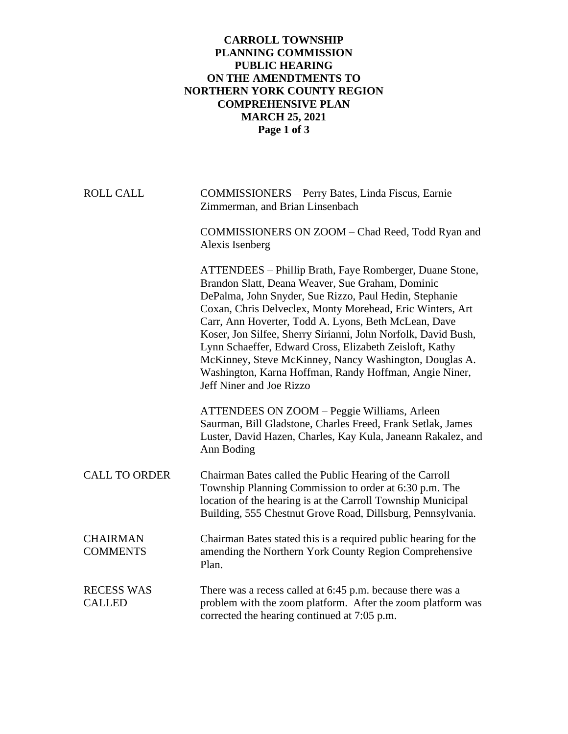**CARROLL TOWNSHIP**
**PLANNING COMMISSION**
**PUBLIC HEARING**
**ON THE AMENDTMENTS TO**
**NORTHERN YORK COUNTY REGION**
**COMPREHENSIVE PLAN**
**MARCH 25, 2021**

| | |
|---|---|
| ROLL CALL | COMMISSIONERS – Perry Bates, Linda Fiscus, Earnie Zimmerman, and Brian Linsenbach |
| | COMMISSIONERS ON ZOOM – Chad Reed, Todd Ryan and Alexis Isenberg |
| | ATTENDEES – Phillip Brath, Faye Romberger, Duane Stone, Brandon Slatt, Deana Weaver, Sue Graham, Dominic DePalma, John Snyder, Sue Rizzo, Paul Hedin, Stephanie Coxan, Chris Delveclex, Monty Morehead, Eric Winters, Art Carr, Ann Hoverter, Todd A. Lyons, Beth McLean, Dave Koser, Jon Silfee, Sherry Sirianni, John Norfolk, David Bush, Lynn Schaeffer, Edward Cross, Elizabeth Zeisloft, Kathy McKinney, Steve McKinney, Nancy Washington, Douglas A. Washington, Karna Hoffman, Randy Hoffman, Angie Niner, Jeff Niner and Joe Rizzo |
| | ATTENDEES ON ZOOM – Peggie Williams, Arleen Saurman, Bill Gladstone, Charles Freed, Frank Setlak, James Luster, David Hazen, Charles, Kay Kula, Janeann Rakalez, and Ann Boding |
| CALL TO ORDER | Chairman Bates called the Public Hearing of the Carroll Township Planning Commission to order at 6:30 p.m. The location of the hearing is at the Carroll Township Municipal Building, 555 Chestnut Grove Road, Dillsburg, Pennsylvania. |
| CHAIRMAN COMMENTS | Chairman Bates stated this is a required public hearing for the amending the Northern York County Region Comprehensive Plan. |
| RECESS WAS CALLED | There was a recess called at 6:45 p.m. because there was a problem with the zoom platform. After the zoom platform was corrected the hearing continued at 7:05 p.m. |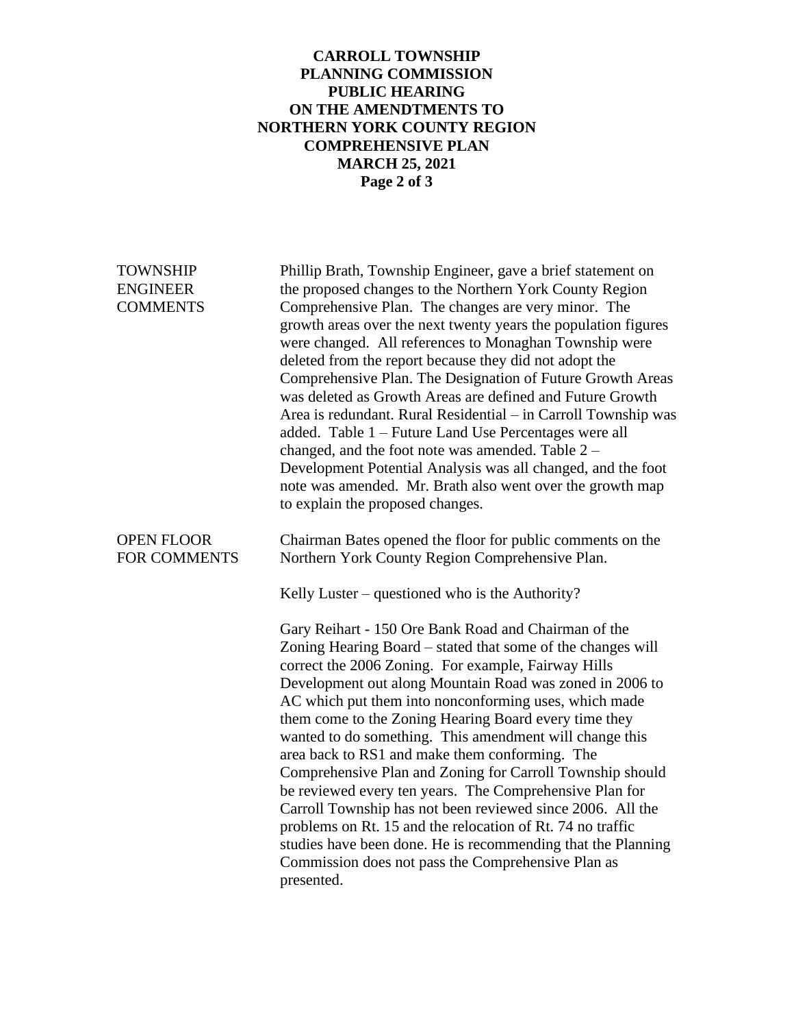# CARROLL TOWNSHIP PLANNING COMMISSION PUBLIC HEARING ON THE AMENDTMENTS TO NORTHERN YORK COUNTY REGION COMPREHENSIVE PLAN MARCH 25, 2021

**TOWNSHIP ENGINEER COMMENTS**

Phillip Brath, Township Engineer, gave a brief statement on the proposed changes to the Northern York County Region Comprehensive Plan. The changes are very minor. The growth areas over the next twenty years the population figures were changed. All references to Monaghan Township were deleted from the report because they did not adopt the Comprehensive Plan. The Designation of Future Growth Areas was deleted as Growth Areas are defined and Future Growth Area is redundant. Rural Residential – in Carroll Township was added. Table 1 – Future Land Use Percentages were all changed, and the foot note was amended. Table 2 – Development Potential Analysis was all changed, and the foot note was amended. Mr. Brath also went over the growth map to explain the proposed changes.

**OPEN FLOOR FOR COMMENTS**

Chairman Bates opened the floor for public comments on the Northern York County Region Comprehensive Plan.

Kelly Luster – questioned who is the Authority?

Gary Reihart - 150 Ore Bank Road and Chairman of the Zoning Hearing Board – stated that some of the changes will correct the 2006 Zoning. For example, Fairway Hills Development out along Mountain Road was zoned in 2006 to AC which put them into nonconforming uses, which made them come to the Zoning Hearing Board every time they wanted to do something. This amendment will change this area back to RS1 and make them conforming. The Comprehensive Plan and Zoning for Carroll Township should be reviewed every ten years. The Comprehensive Plan for Carroll Township has not been reviewed since 2006. All the problems on Rt. 15 and the relocation of Rt. 74 no traffic studies have been done. He is recommending that the Planning Commission does not pass the Comprehensive Plan as presented.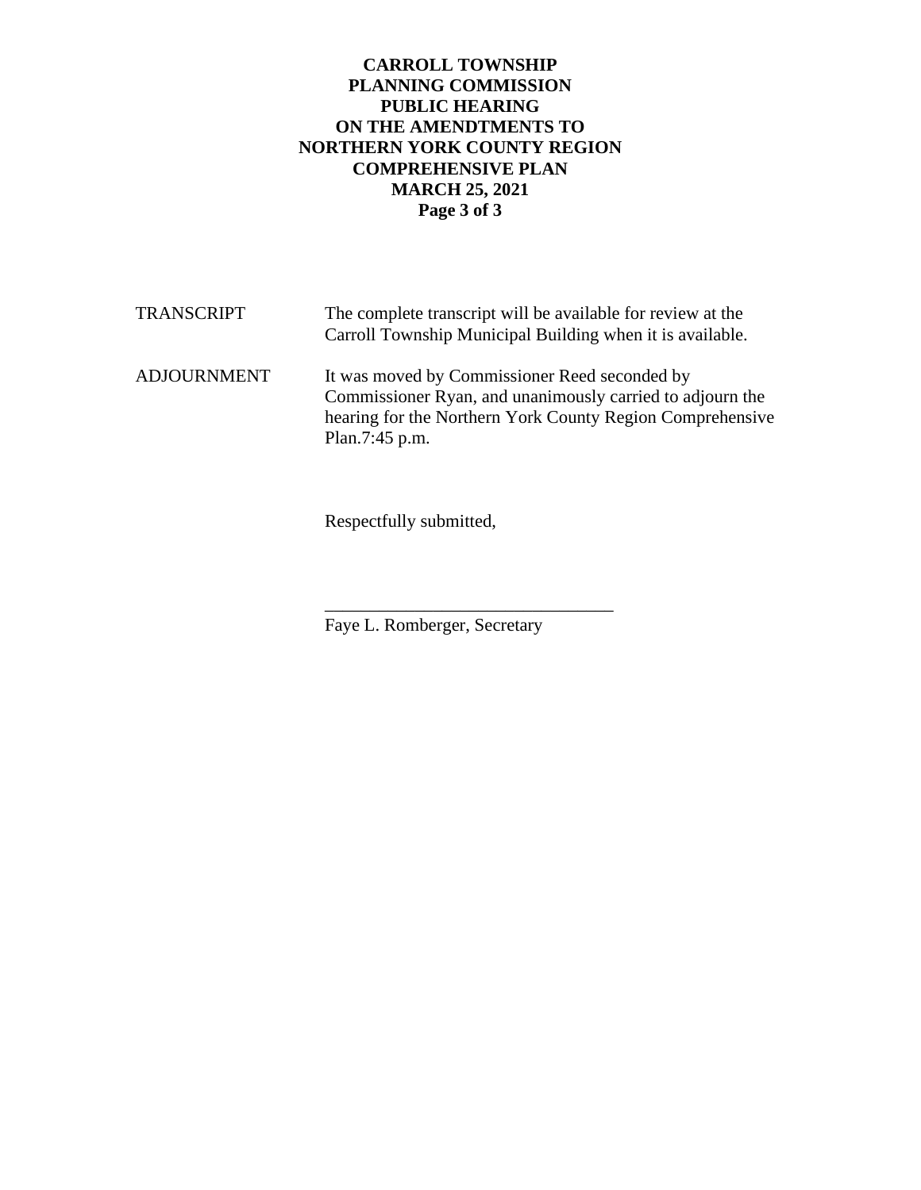TRANSCRIPT The complete transcript will be available for review at the Carroll Township Municipal Building when it is available.

ADJOURNMENT It was moved by Commissioner Reed seconded by Commissioner Ryan, and unanimously carried to adjourn the hearing for the Northern York County Region Comprehensive Plan.7:45 p.m.

Respectfully submitted,

\_\_\_\_\_\_\_\_\_\_\_\_\_\_\_\_\_\_\_\_\_\_\_\_\_\_\_\_\_\_\_\_

Faye L. Romberger, Secretary